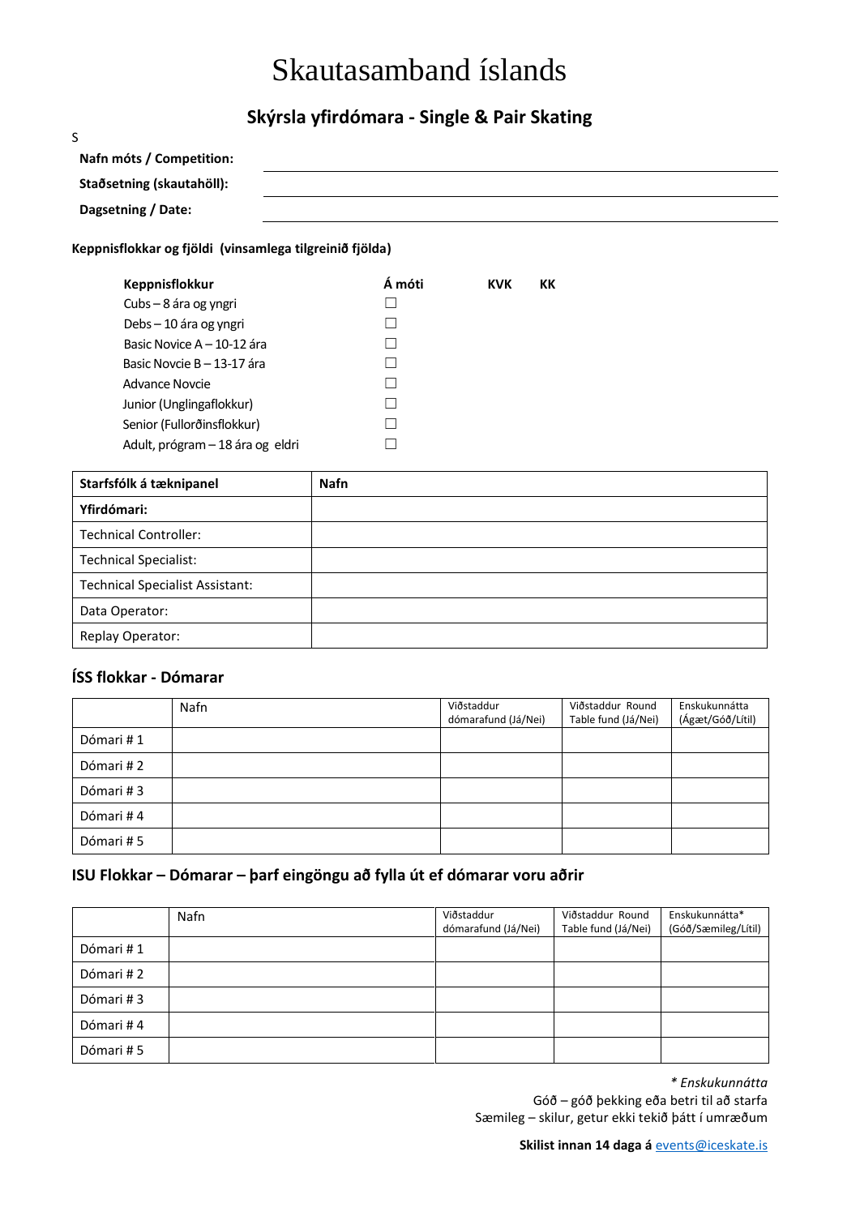# Skautasamband íslands

## Skýrsla yfirdómara - Single & Pair Skating

S

**Nafn móts / Competition:** \_\_\_\_\_\_\_\_\_\_\_\_\_\_\_\_\_\_\_\_\_\_\_\_\_\_\_\_\_\_\_\_\_\_\_\_\_\_\_\_\_\_\_\_\_\_\_\_\_\_

**Staðsetning (skautahöll):** \_\_\_\_\_\_\_\_\_\_\_\_\_\_\_\_\_\_\_\_\_\_\_\_\_\_\_\_\_\_\_\_\_\_\_\_\_\_\_\_\_\_\_\_\_\_\_\_\_\_

**Dagsetning / Date:** \_\_\_\_\_\_\_\_\_\_\_\_\_\_\_\_\_\_\_\_\_\_\_\_\_\_\_\_\_\_\_\_\_\_\_\_\_\_\_\_\_\_\_\_\_\_\_\_\_\_

**Keppnisflokkar og fjöldi (vinsamlega tilgreinið fjölda)**

| **Keppnisflokkur** | **Á móti** | **KVK** | **KK** |
|---|---|---|---|
| Cubs – 8 ára og yngri | ☐ | | |
| Debs – 10 ára og yngri | ☐ | | |
| Basic Novice A – 10-12 ára | ☐ | | |
| Basic Novcie B – 13-17 ára | ☐ | | |
| Advance Novcie | ☐ | | |
| Junior (Unglingaflokkur) | ☐ | | |
| Senior (Fullorðinsflokkur) | ☐ | | |
| Adult, prógram – 18 ára og eldri | ☐ | | |

| **Starfsfólk á tæknipanel** | **Nafn** |
|---|---|
| **Yfirdómari:** | |
| Technical Controller: | |
| Technical Specialist: | |
| Technical Specialist Assistant: | |
| Data Operator: | |
| Replay Operator: | |

## ÍSS flokkar - Dómarar

| | Nafn | Viðstaddur dómarafund (Já/Nei) | Viðstaddur Round Table fund (Já/Nei) | Enskukunnátta (Ágæt/Góð/Lítil) |
|---|---|---|---|---|
| Dómari # 1 | | | | |
| Dómari # 2 | | | | |
| Dómari # 3 | | | | |
| Dómari # 4 | | | | |
| Dómari # 5 | | | | |

## ISU Flokkar – Dómarar – þarf eingöngu að fylla út ef dómarar voru aðrir

| | Nafn | Viðstaddur dómarafund (Já/Nei) | Viðstaddur Round Table fund (Já/Nei) | Enskukunnátta* (Góð/Sæmileg/Lítil) |
|---|---|---|---|---|
| Dómari # 1 | | | | |
| Dómari # 2 | | | | |
| Dómari # 3 | | | | |
| Dómari # 4 | | | | |
| Dómari # 5 | | | | |

*\* Enskukunnátta*

Góð – góð þekking eða betri til að starfa

Sæmileg – skilur, getur ekki tekið þátt í umræðum

**Skilist innan 14 daga á** events@iceskate.is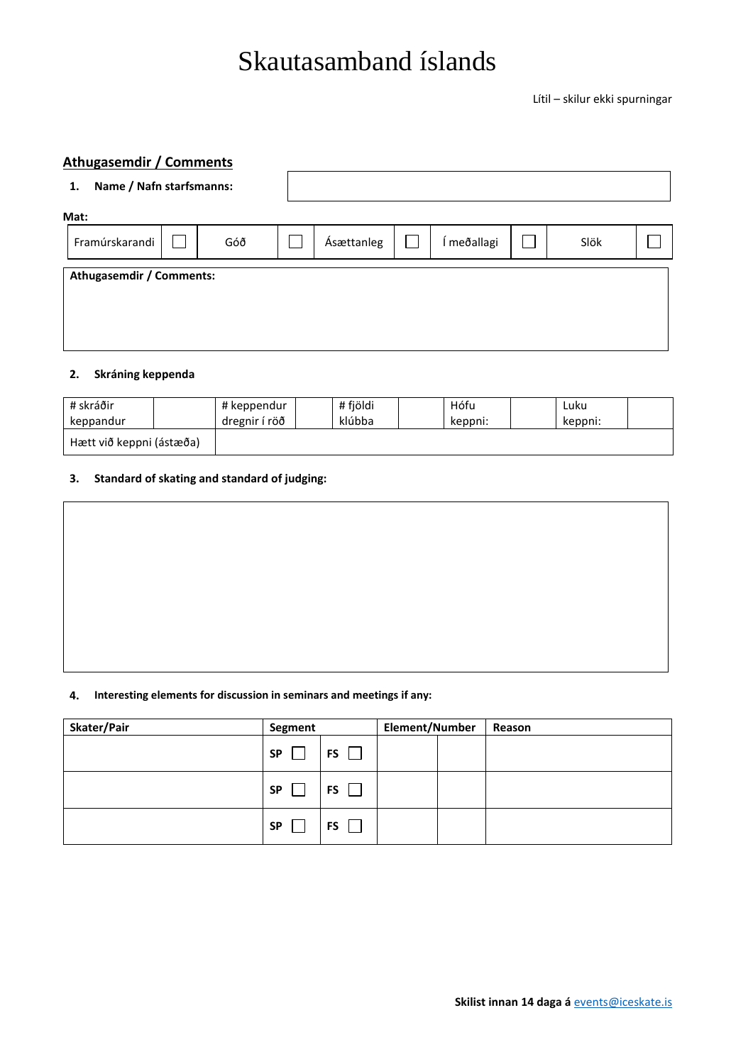# Skautasamband íslands

Lítil – skilur ekki spurningar

## Athugasemdir / Comments

1. **Name / Nafn starfsmanns:**

| |
|---|
| |

**Mat:**

| Framúrskarandi | ☐ | Góð | ☐ | Ásættanleg | ☐ | Í meðallagi | ☐ | Slök | ☐ |
|---|---|---|---|---|---|---|---|---|---|

| **Athugasemdir / Comments:** |
|---|
| |

2. **Skráning keppenda**

| # skráðir keppandur | | # keppendur dregnir í röð | | # fjöldi klúbba | | Hófu keppni: | | Luku keppni: | |
|---|---|---|---|---|---|---|---|---|---|
| Hætt við keppni (ástæða) | | | | | | | | | |

3. **Standard of skating and standard of judging:**

| |
|---|
| |

4. **Interesting elements for discussion in seminars and meetings if any:**

| **Skater/Pair** | **Segment** | | **Element/Number** | | **Reason** |
|---|---|---|---|---|---|
| | **SP** ☐ | **FS** ☐ | | | |
| | **SP** ☐ | **FS** ☐ | | | |
| | **SP** ☐ | **FS** ☐ | | | |

**Skilist innan 14 daga á** events@iceskate.is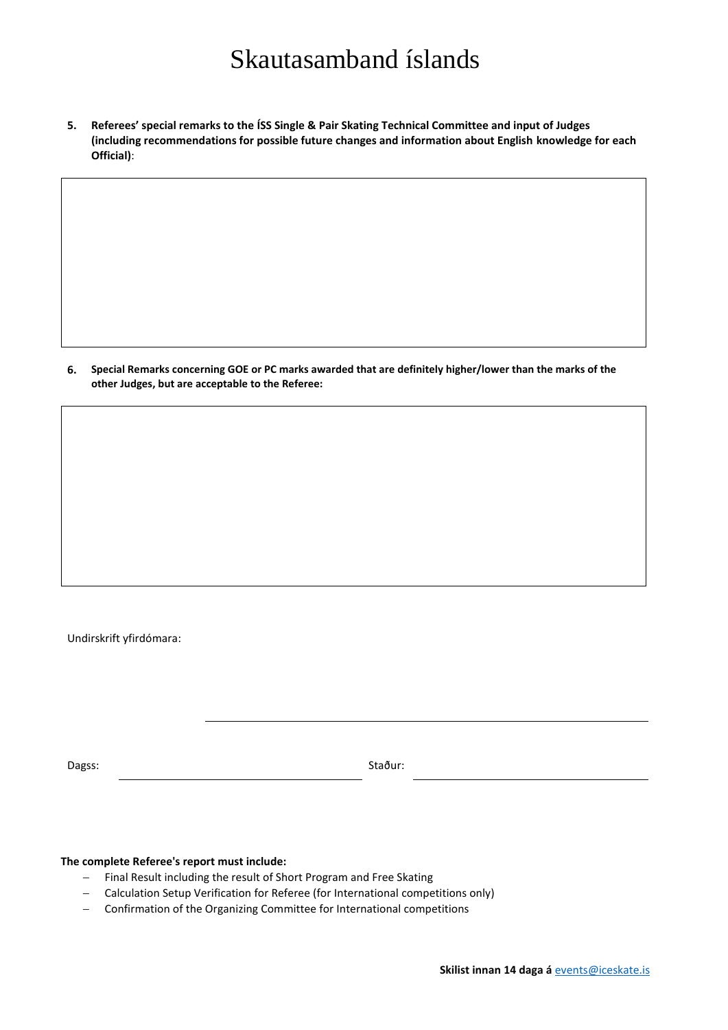# Skautasamband íslands

5. **Referees' special remarks to the ÍSS Single & Pair Skating Technical Committee and input of Judges (including recommendations for possible future changes and information about English knowledge for each Official)**:

| |
|---|
| |

6. **Special Remarks concerning GOE or PC marks awarded that are definitely higher/lower than the marks of the other Judges, but are acceptable to the Referee:**

| |
|---|
| |

Undirskrift yfirdómara: ______________________________

Dagss: ______________________ Staður: ______________________

**The complete Referee's report must include:**

- Final Result including the result of Short Program and Free Skating
- Calculation Setup Verification for Referee (for International competitions only)
- Confirmation of the Organizing Committee for International competitions

**Skilist innan 14 daga á** events@iceskate.is